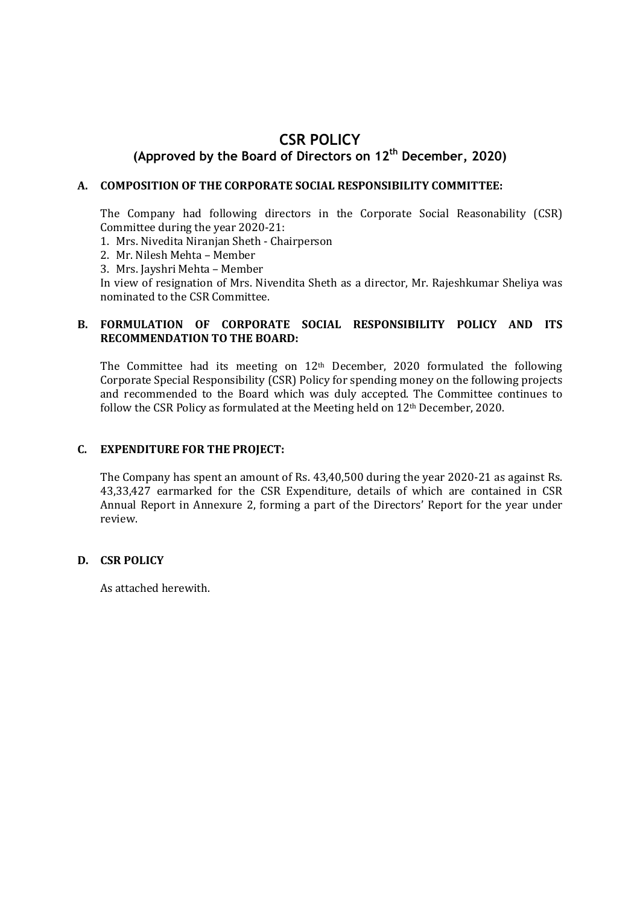# CSR POLICY

## (Approved by the Board of Directors on 12th December, 2020)

**A. COMPOSITION OF THE CORPORATE SOCIAL RESPONSIBILITY COMMITTEE:**

The Company had following directors in the Corporate Social Reasonability (CSR) Committee during the year 2020-21:

1. Mrs. Nivedita Niranjan Sheth - Chairperson
2. Mr. Nilesh Mehta – Member
3. Mrs. Jayshri Mehta – Member

In view of resignation of Mrs. Nivendita Sheth as a director, Mr. Rajeshkumar Sheliya was nominated to the CSR Committee.

**B. FORMULATION OF CORPORATE SOCIAL RESPONSIBILITY POLICY AND ITS RECOMMENDATION TO THE BOARD:**

The Committee had its meeting on 12th December, 2020 formulated the following Corporate Special Responsibility (CSR) Policy for spending money on the following projects and recommended to the Board which was duly accepted. The Committee continues to follow the CSR Policy as formulated at the Meeting held on 12th December, 2020.

**C. EXPENDITURE FOR THE PROJECT:**

The Company has spent an amount of Rs. 43,40,500 during the year 2020-21 as against Rs. 43,33,427 earmarked for the CSR Expenditure, details of which are contained in CSR Annual Report in Annexure 2, forming a part of the Directors' Report for the year under review.

**D. CSR POLICY**

As attached herewith.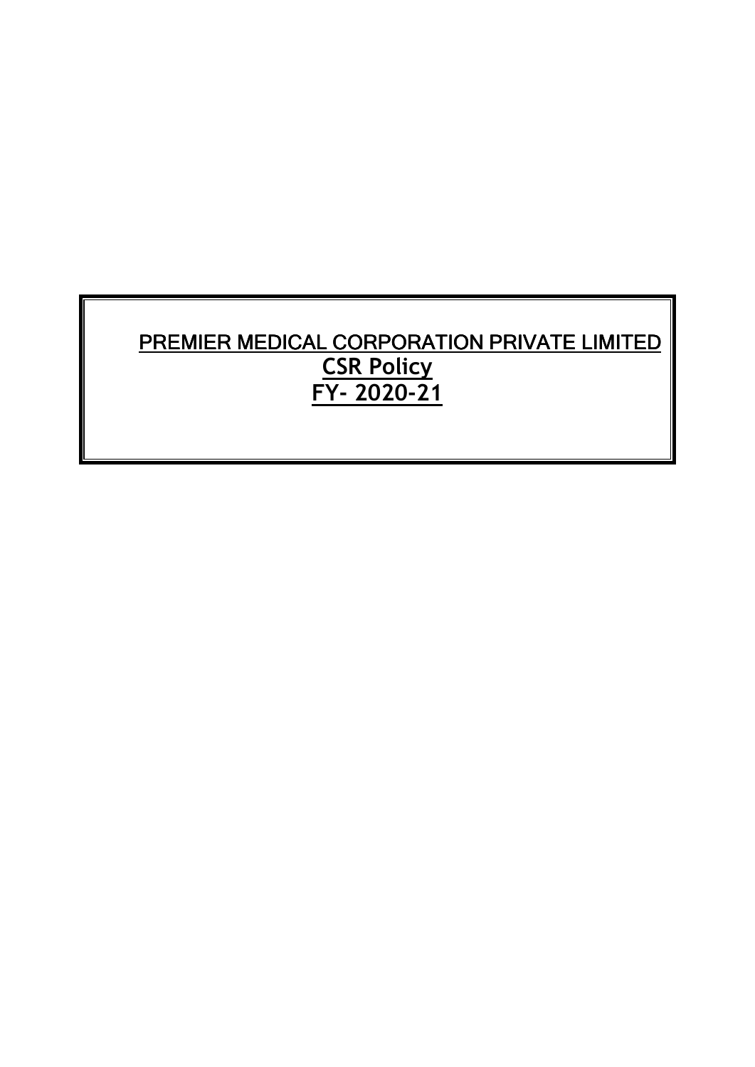**PREMIER MEDICAL CORPORATION PRIVATE LIMITED**

**CSR Policy**

**FY- 2020-21**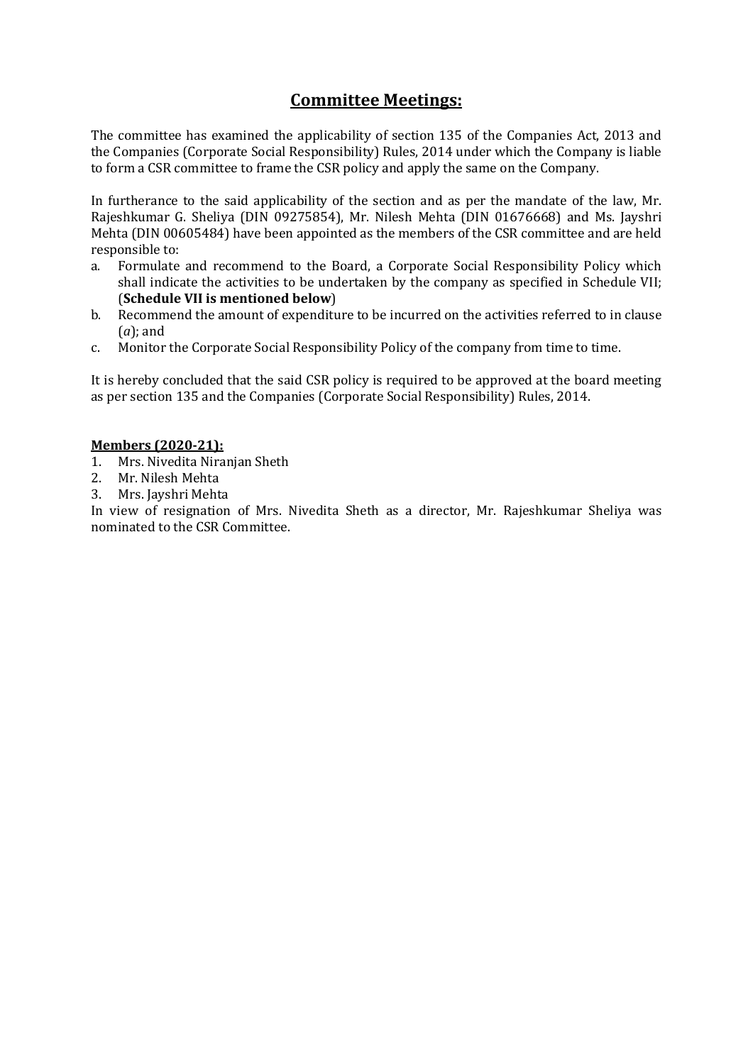## Committee Meetings:

The committee has examined the applicability of section 135 of the Companies Act, 2013 and the Companies (Corporate Social Responsibility) Rules, 2014 under which the Company is liable to form a CSR committee to frame the CSR policy and apply the same on the Company.

In furtherance to the said applicability of the section and as per the mandate of the law, Mr. Rajeshkumar G. Sheliya (DIN 09275854), Mr. Nilesh Mehta (DIN 01676668) and Ms. Jayshri Mehta (DIN 00605484) have been appointed as the members of the CSR committee and are held responsible to:

a. Formulate and recommend to the Board, a Corporate Social Responsibility Policy which shall indicate the activities to be undertaken by the company as specified in Schedule VII; (**Schedule VII is mentioned below**)
b. Recommend the amount of expenditure to be incurred on the activities referred to in clause (*a*); and
c. Monitor the Corporate Social Responsibility Policy of the company from time to time.

It is hereby concluded that the said CSR policy is required to be approved at the board meeting as per section 135 and the Companies (Corporate Social Responsibility) Rules, 2014.

**Members (2020-21):**

1. Mrs. Nivedita Niranjan Sheth
2. Mr. Nilesh Mehta
3. Mrs. Jayshri Mehta

In view of resignation of Mrs. Nivedita Sheth as a director, Mr. Rajeshkumar Sheliya was nominated to the CSR Committee.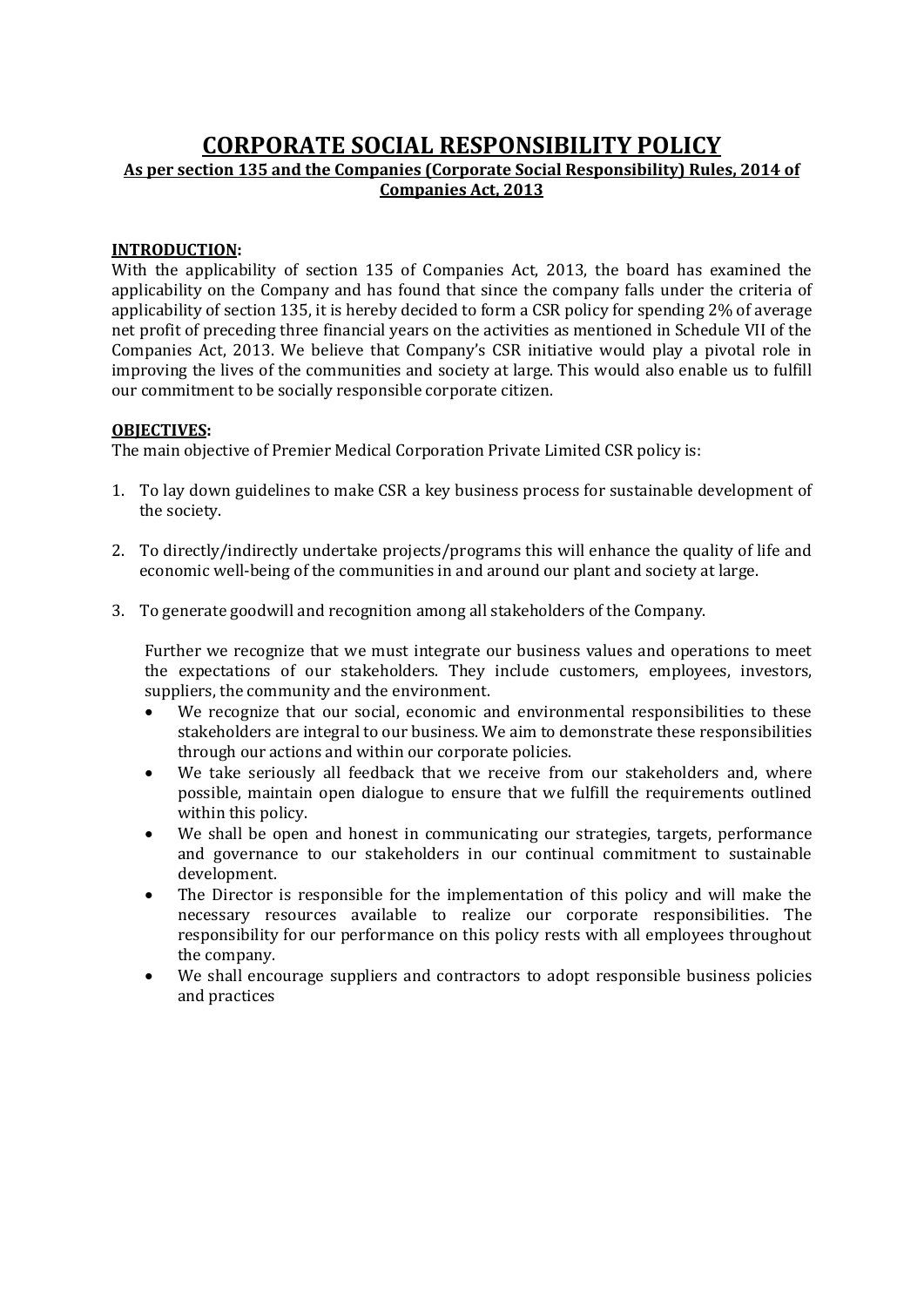# CORPORATE SOCIAL RESPONSIBILITY POLICY

**As per section 135 and the Companies (Corporate Social Responsibility) Rules, 2014 of Companies Act, 2013**

**INTRODUCTION:**

With the applicability of section 135 of Companies Act, 2013, the board has examined the applicability on the Company and has found that since the company falls under the criteria of applicability of section 135, it is hereby decided to form a CSR policy for spending 2% of average net profit of preceding three financial years on the activities as mentioned in Schedule VII of the Companies Act, 2013. We believe that Company's CSR initiative would play a pivotal role in improving the lives of the communities and society at large. This would also enable us to fulfill our commitment to be socially responsible corporate citizen.

**OBJECTIVES:**

The main objective of Premier Medical Corporation Private Limited CSR policy is:

1. To lay down guidelines to make CSR a key business process for sustainable development of the society.

2. To directly/indirectly undertake projects/programs this will enhance the quality of life and economic well-being of the communities in and around our plant and society at large.

3. To generate goodwill and recognition among all stakeholders of the Company.

   Further we recognize that we must integrate our business values and operations to meet the expectations of our stakeholders. They include customers, employees, investors, suppliers, the community and the environment.

   - We recognize that our social, economic and environmental responsibilities to these stakeholders are integral to our business. We aim to demonstrate these responsibilities through our actions and within our corporate policies.
   - We take seriously all feedback that we receive from our stakeholders and, where possible, maintain open dialogue to ensure that we fulfill the requirements outlined within this policy.
   - We shall be open and honest in communicating our strategies, targets, performance and governance to our stakeholders in our continual commitment to sustainable development.
   - The Director is responsible for the implementation of this policy and will make the necessary resources available to realize our corporate responsibilities. The responsibility for our performance on this policy rests with all employees throughout the company.
   - We shall encourage suppliers and contractors to adopt responsible business policies and practices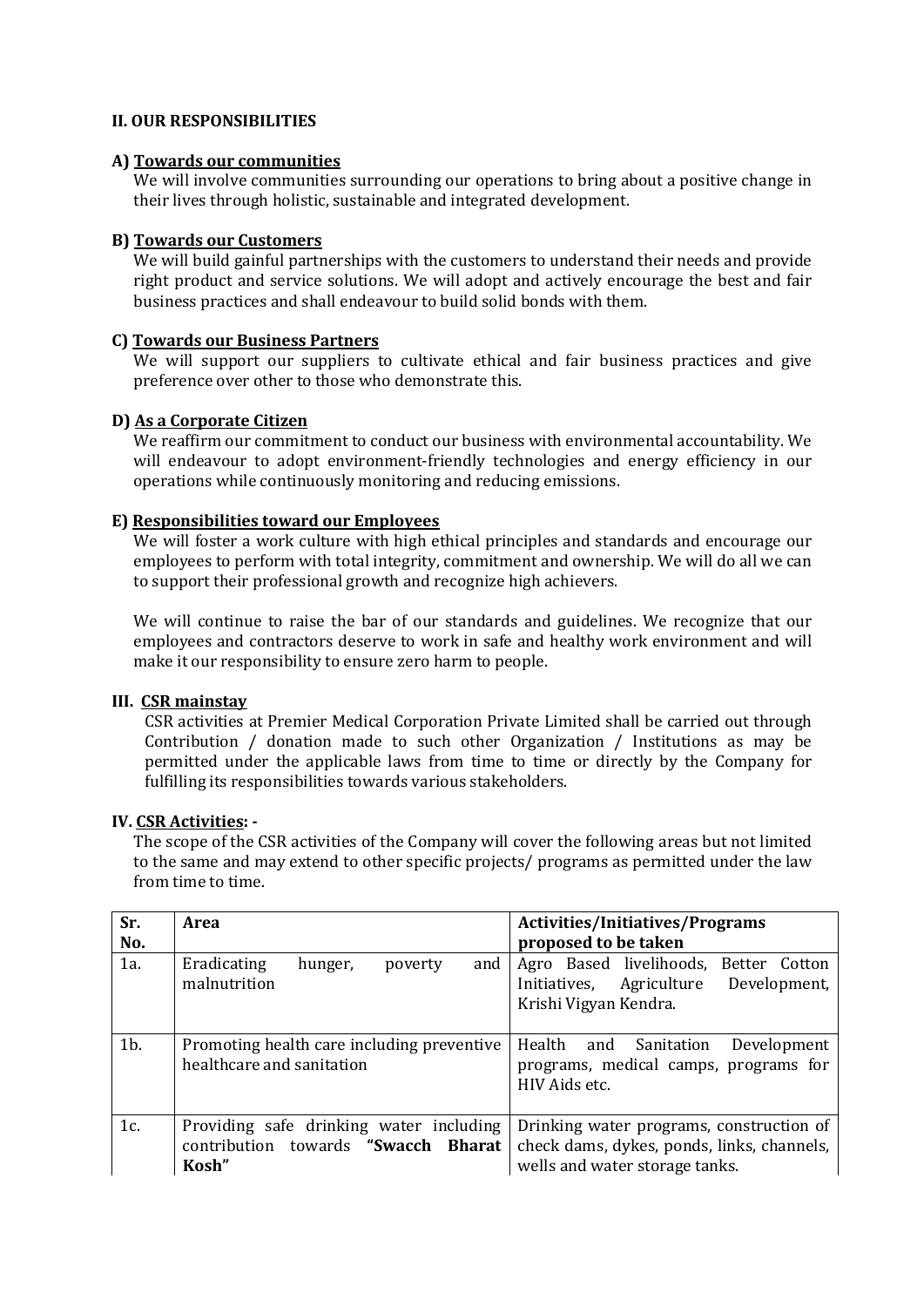## II. OUR RESPONSIBILITIES

### A) Towards our communities

We will involve communities surrounding our operations to bring about a positive change in their lives through holistic, sustainable and integrated development.

### B) Towards our Customers

We will build gainful partnerships with the customers to understand their needs and provide right product and service solutions. We will adopt and actively encourage the best and fair business practices and shall endeavour to build solid bonds with them.

### C) Towards our Business Partners

We will support our suppliers to cultivate ethical and fair business practices and give preference over other to those who demonstrate this.

### D) As a Corporate Citizen

We reaffirm our commitment to conduct our business with environmental accountability. We will endeavour to adopt environment-friendly technologies and energy efficiency in our operations while continuously monitoring and reducing emissions.

### E) Responsibilities toward our Employees

We will foster a work culture with high ethical principles and standards and encourage our employees to perform with total integrity, commitment and ownership. We will do all we can to support their professional growth and recognize high achievers.

We will continue to raise the bar of our standards and guidelines. We recognize that our employees and contractors deserve to work in safe and healthy work environment and will make it our responsibility to ensure zero harm to people.

## III. CSR mainstay

CSR activities at Premier Medical Corporation Private Limited shall be carried out through Contribution / donation made to such other Organization / Institutions as may be permitted under the applicable laws from time to time or directly by the Company for fulfilling its responsibilities towards various stakeholders.

## IV. CSR Activities: -

The scope of the CSR activities of the Company will cover the following areas but not limited to the same and may extend to other specific projects/ programs as permitted under the law from time to time.

| Sr. No. | Area | Activities/Initiatives/Programs proposed to be taken |
|---|---|---|
| 1a. | Eradicating hunger, poverty and malnutrition | Agro Based livelihoods, Better Cotton Initiatives, Agriculture Development, Krishi Vigyan Kendra. |
| 1b. | Promoting health care including preventive healthcare and sanitation | Health and Sanitation Development programs, medical camps, programs for HIV Aids etc. |
| 1c. | Providing safe drinking water including contribution towards **"Swacch Bharat Kosh"** | Drinking water programs, construction of check dams, dykes, ponds, links, channels, wells and water storage tanks. |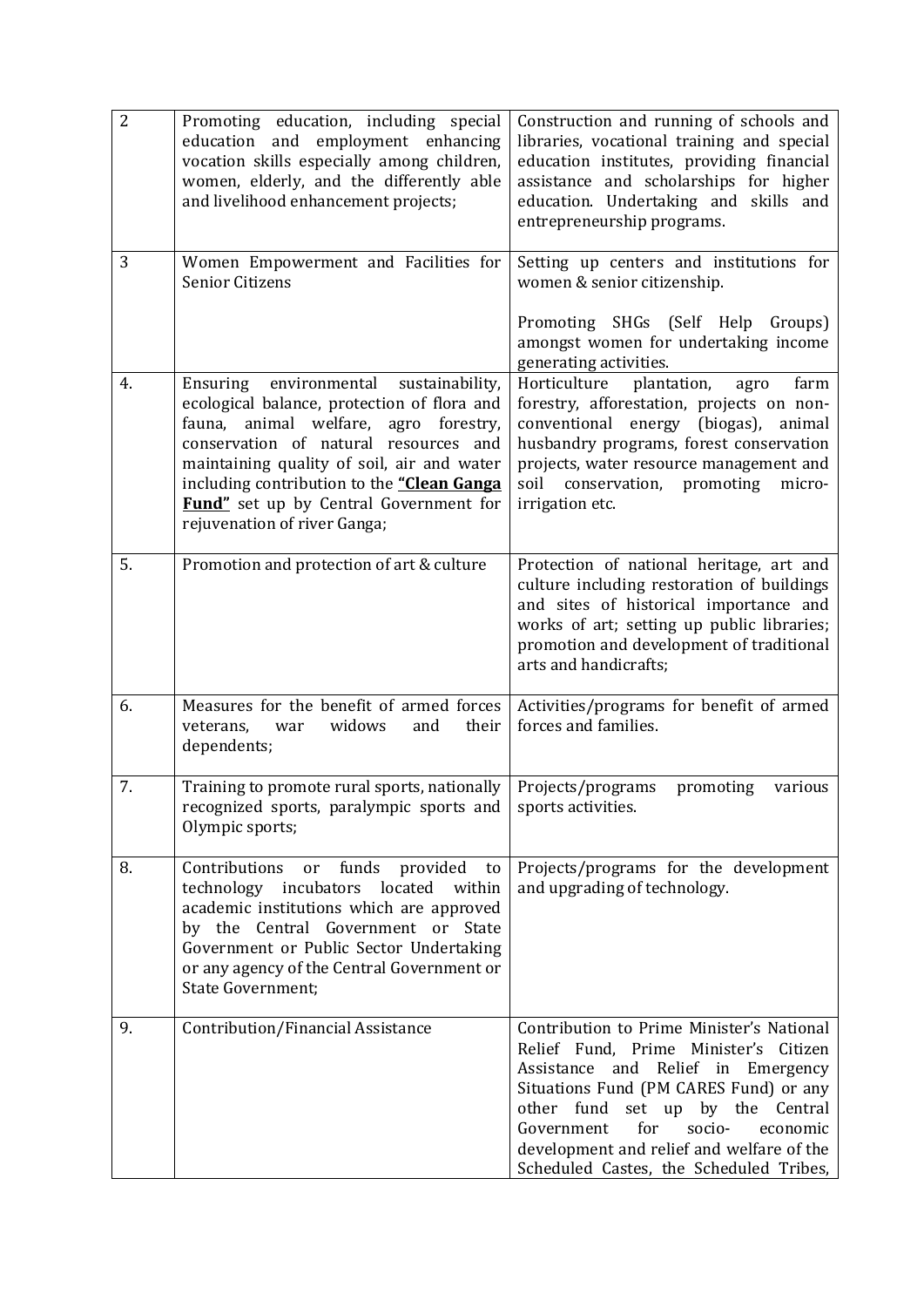| | | |
|---|---|---|
| 2 | Promoting education, including special education and employment enhancing vocation skills especially among children, women, elderly, and the differently able and livelihood enhancement projects; | Construction and running of schools and libraries, vocational training and special education institutes, providing financial assistance and scholarships for higher education. Undertaking and skills and entrepreneurship programs. |
| 3 | Women Empowerment and Facilities for Senior Citizens | Setting up centers and institutions for women & senior citizenship.<br><br>Promoting SHGs (Self Help Groups) amongst women for undertaking income generating activities. |
| 4. | Ensuring environmental sustainability, ecological balance, protection of flora and fauna, animal welfare, agro forestry, conservation of natural resources and maintaining quality of soil, air and water including contribution to the **<u>"Clean Ganga Fund"</u>** set up by Central Government for rejuvenation of river Ganga; | Horticulture plantation, agro farm forestry, afforestation, projects on non-conventional energy (biogas), animal husbandry programs, forest conservation projects, water resource management and soil conservation, promoting micro-irrigation etc. |
| 5. | Promotion and protection of art & culture | Protection of national heritage, art and culture including restoration of buildings and sites of historical importance and works of art; setting up public libraries; promotion and development of traditional arts and handicrafts; |
| 6. | Measures for the benefit of armed forces veterans, war widows and their dependents; | Activities/programs for benefit of armed forces and families. |
| 7. | Training to promote rural sports, nationally recognized sports, paralympic sports and Olympic sports; | Projects/programs promoting various sports activities. |
| 8. | Contributions or funds provided to technology incubators located within academic institutions which are approved by the Central Government or State Government or Public Sector Undertaking or any agency of the Central Government or State Government; | Projects/programs for the development and upgrading of technology. |
| 9. | Contribution/Financial Assistance | Contribution to Prime Minister's National Relief Fund, Prime Minister's Citizen Assistance and Relief in Emergency Situations Fund (PM CARES Fund) or any other fund set up by the Central Government for socio- economic development and relief and welfare of the Scheduled Castes, the Scheduled Tribes, |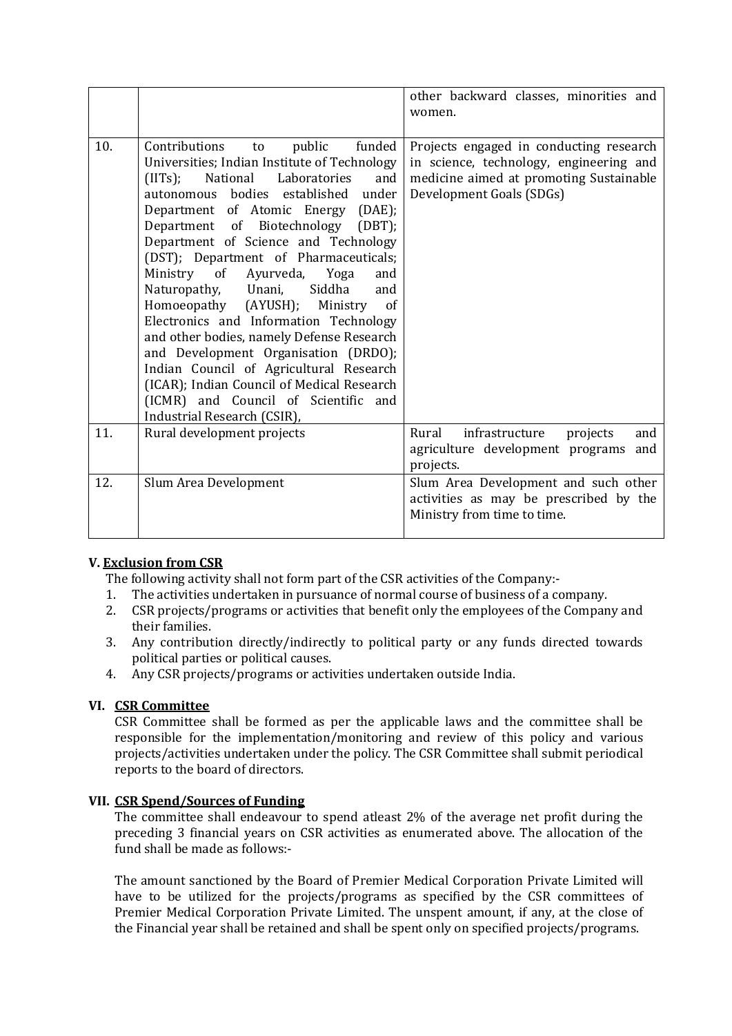| | | |
|---|---|---|
| | | other backward classes, minorities and women. |
| 10. | Contributions to public funded Universities; Indian Institute of Technology (IITs); National Laboratories and autonomous bodies established under Department of Atomic Energy (DAE); Department of Biotechnology (DBT); Department of Science and Technology (DST); Department of Pharmaceuticals; Ministry of Ayurveda, Yoga and Naturopathy, Unani, Siddha and Homoeopathy (AYUSH); Ministry of Electronics and Information Technology and other bodies, namely Defense Research and Development Organisation (DRDO); Indian Council of Agricultural Research (ICAR); Indian Council of Medical Research (ICMR) and Council of Scientific and Industrial Research (CSIR), | Projects engaged in conducting research in science, technology, engineering and medicine aimed at promoting Sustainable Development Goals (SDGs) |
| 11. | Rural development projects | Rural infrastructure projects and agriculture development programs and projects. |
| 12. | Slum Area Development | Slum Area Development and such other activities as may be prescribed by the Ministry from time to time. |

## V. Exclusion from CSR

The following activity shall not form part of the CSR activities of the Company:-

1. The activities undertaken in pursuance of normal course of business of a company.
2. CSR projects/programs or activities that benefit only the employees of the Company and their families.
3. Any contribution directly/indirectly to political party or any funds directed towards political parties or political causes.
4. Any CSR projects/programs or activities undertaken outside India.

## VI. CSR Committee

CSR Committee shall be formed as per the applicable laws and the committee shall be responsible for the implementation/monitoring and review of this policy and various projects/activities undertaken under the policy. The CSR Committee shall submit periodical reports to the board of directors.

## VII. CSR Spend/Sources of Funding

The committee shall endeavour to spend atleast 2% of the average net profit during the preceding 3 financial years on CSR activities as enumerated above. The allocation of the fund shall be made as follows:-

The amount sanctioned by the Board of Premier Medical Corporation Private Limited will have to be utilized for the projects/programs as specified by the CSR committees of Premier Medical Corporation Private Limited. The unspent amount, if any, at the close of the Financial year shall be retained and shall be spent only on specified projects/programs.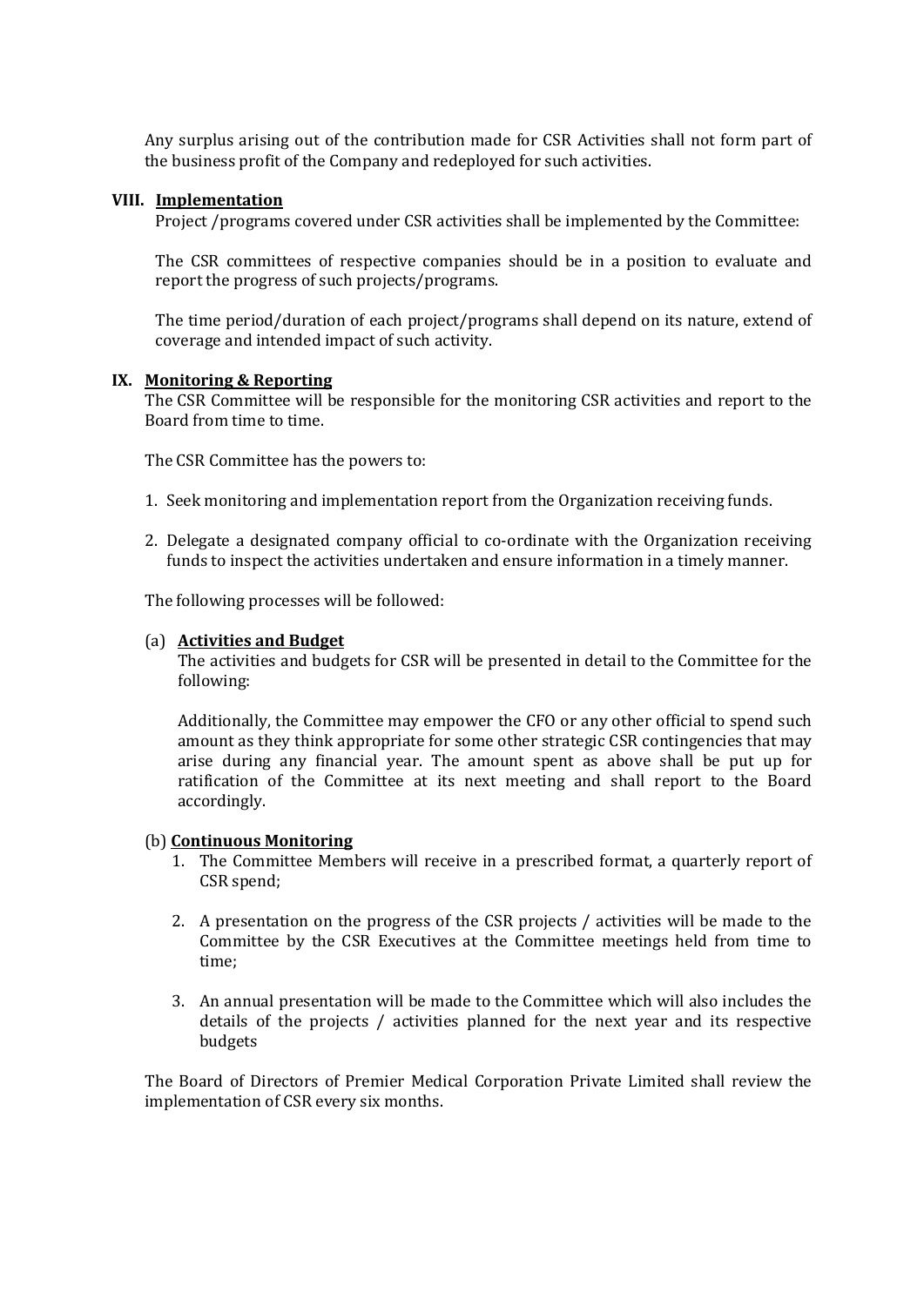Any surplus arising out of the contribution made for CSR Activities shall not form part of the business profit of the Company and redeployed for such activities.

## VIII. Implementation

Project /programs covered under CSR activities shall be implemented by the Committee:

The CSR committees of respective companies should be in a position to evaluate and report the progress of such projects/programs.

The time period/duration of each project/programs shall depend on its nature, extend of coverage and intended impact of such activity.

## IX. Monitoring & Reporting

The CSR Committee will be responsible for the monitoring CSR activities and report to the Board from time to time.

The CSR Committee has the powers to:

1. Seek monitoring and implementation report from the Organization receiving funds.

2. Delegate a designated company official to co-ordinate with the Organization receiving funds to inspect the activities undertaken and ensure information in a timely manner.

The following processes will be followed:

### (a) Activities and Budget

The activities and budgets for CSR will be presented in detail to the Committee for the following:

Additionally, the Committee may empower the CFO or any other official to spend such amount as they think appropriate for some other strategic CSR contingencies that may arise during any financial year. The amount spent as above shall be put up for ratification of the Committee at its next meeting and shall report to the Board accordingly.

### (b) Continuous Monitoring

1. The Committee Members will receive in a prescribed format, a quarterly report of CSR spend;

2. A presentation on the progress of the CSR projects / activities will be made to the Committee by the CSR Executives at the Committee meetings held from time to time;

3. An annual presentation will be made to the Committee which will also includes the details of the projects / activities planned for the next year and its respective budgets

The Board of Directors of Premier Medical Corporation Private Limited shall review the implementation of CSR every six months.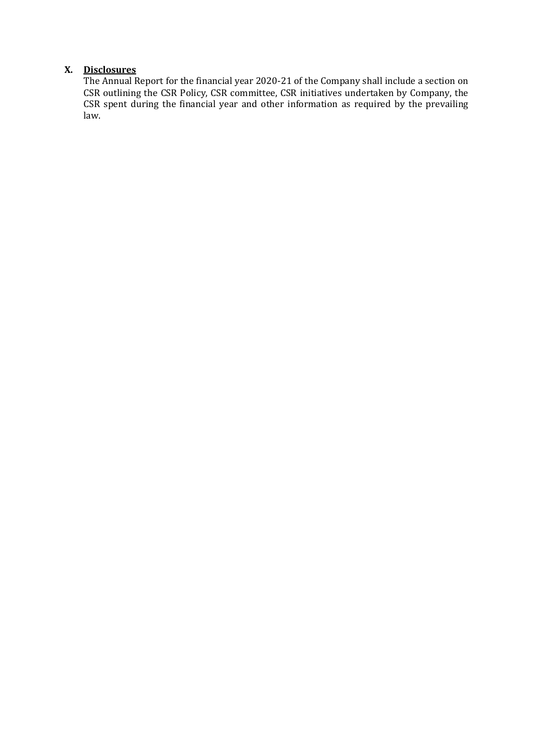## X. **Disclosures**

The Annual Report for the financial year 2020-21 of the Company shall include a section on CSR outlining the CSR Policy, CSR committee, CSR initiatives undertaken by Company, the CSR spent during the financial year and other information as required by the prevailing law.